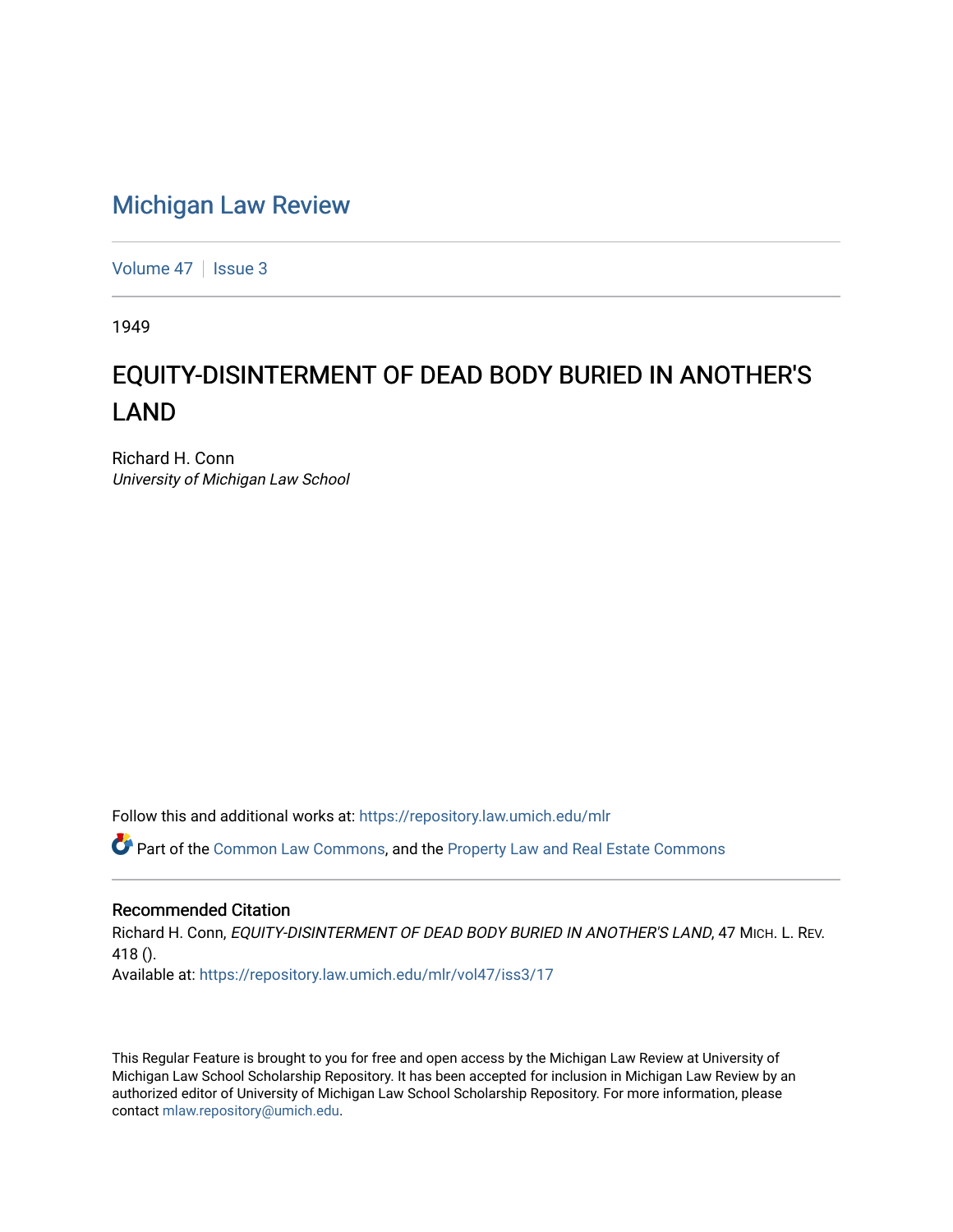# Michigan Law Review

Volume 47 | Issue 3

1949

## EQUITY-DISINTERMENT OF DEAD BODY BURIED IN ANOTHER'S LAND

Richard H. Conn
*University of Michigan Law School*

Follow this and additional works at: https://repository.law.umich.edu/mlr

Part of the Common Law Commons, and the Property Law and Real Estate Commons

### Recommended Citation

Richard H. Conn, *EQUITY-DISINTERMENT OF DEAD BODY BURIED IN ANOTHER'S LAND*, 47 MICH. L. REV. 418 ().
Available at: https://repository.law.umich.edu/mlr/vol47/iss3/17

This Regular Feature is brought to you for free and open access by the Michigan Law Review at University of Michigan Law School Scholarship Repository. It has been accepted for inclusion in Michigan Law Review by an authorized editor of University of Michigan Law School Scholarship Repository. For more information, please contact mlaw.repository@umich.edu.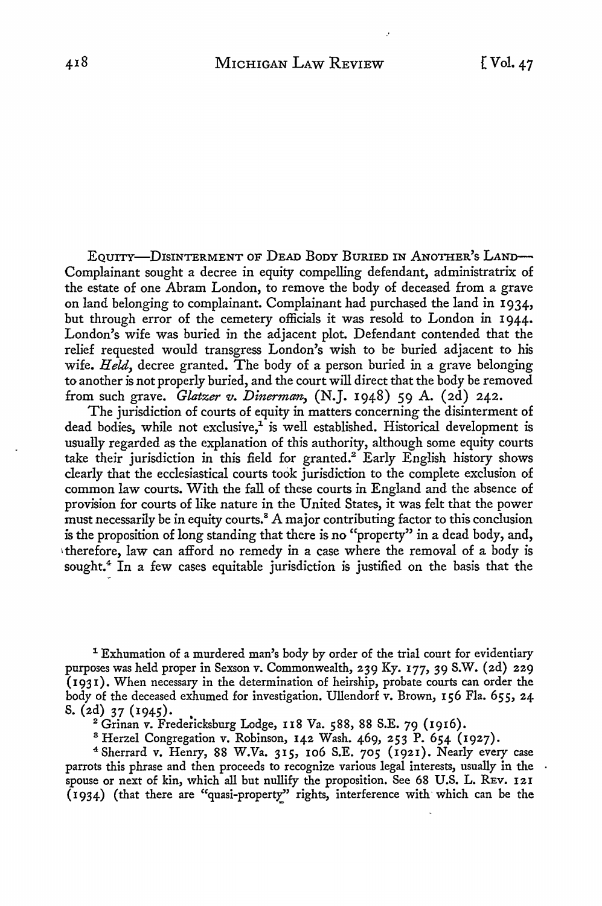EQUITY—DISINTERMENT OF DEAD BODY BURIED IN ANOTHER'S LAND— Complainant sought a decree in equity compelling defendant, administratrix of the estate of one Abram London, to remove the body of deceased from a grave on land belonging to complainant. Complainant had purchased the land in 1934, but through error of the cemetery officials it was resold to London in 1944. London's wife was buried in the adjacent plot. Defendant contended that the relief requested would transgress London's wish to be buried adjacent to his wife. *Held*, decree granted. The body of a person buried in a grave belonging to another is not properly buried, and the court will direct that the body be removed from such grave. *Glatzer v. Dinerman*, (N.J. 1948) 59 A. (2d) 242.

The jurisdiction of courts of equity in matters concerning the disinterment of dead bodies, while not exclusive,[1] is well established. Historical development is usually regarded as the explanation of this authority, although some equity courts take their jurisdiction in this field for granted.[2] Early English history shows clearly that the ecclesiastical courts took jurisdiction to the complete exclusion of common law courts. With the fall of these courts in England and the absence of provision for courts of like nature in the United States, it was felt that the power must necessarily be in equity courts.[3] A major contributing factor to this conclusion is the proposition of long standing that there is no "property" in a dead body, and, therefore, law can afford no remedy in a case where the removal of a body is sought.[4] In a few cases equitable jurisdiction is justified on the basis that the

[1] Exhumation of a murdered man's body by order of the trial court for evidentiary purposes was held proper in Sexson v. Commonwealth, 239 Ky. 177, 39 S.W. (2d) 229 (1931). When necessary in the determination of heirship, probate courts can order the body of the deceased exhumed for investigation. Ullendorf v. Brown, 156 Fla. 655, 24 S. (2d) 37 (1945).

[2] Grinan v. Fredericksburg Lodge, 118 Va. 588, 88 S.E. 79 (1916).

[3] Herzel Congregation v. Robinson, 142 Wash. 469, 253 P. 654 (1927).

[4] Sherrard v. Henry, 88 W.Va. 315, 106 S.E. 705 (1921). Nearly every case parrots this phrase and then proceeds to recognize various legal interests, usually in the spouse or next of kin, which all but nullify the proposition. See 68 U.S. L. REV. 121 (1934) (that there are "quasi-property" rights, interference with which can be the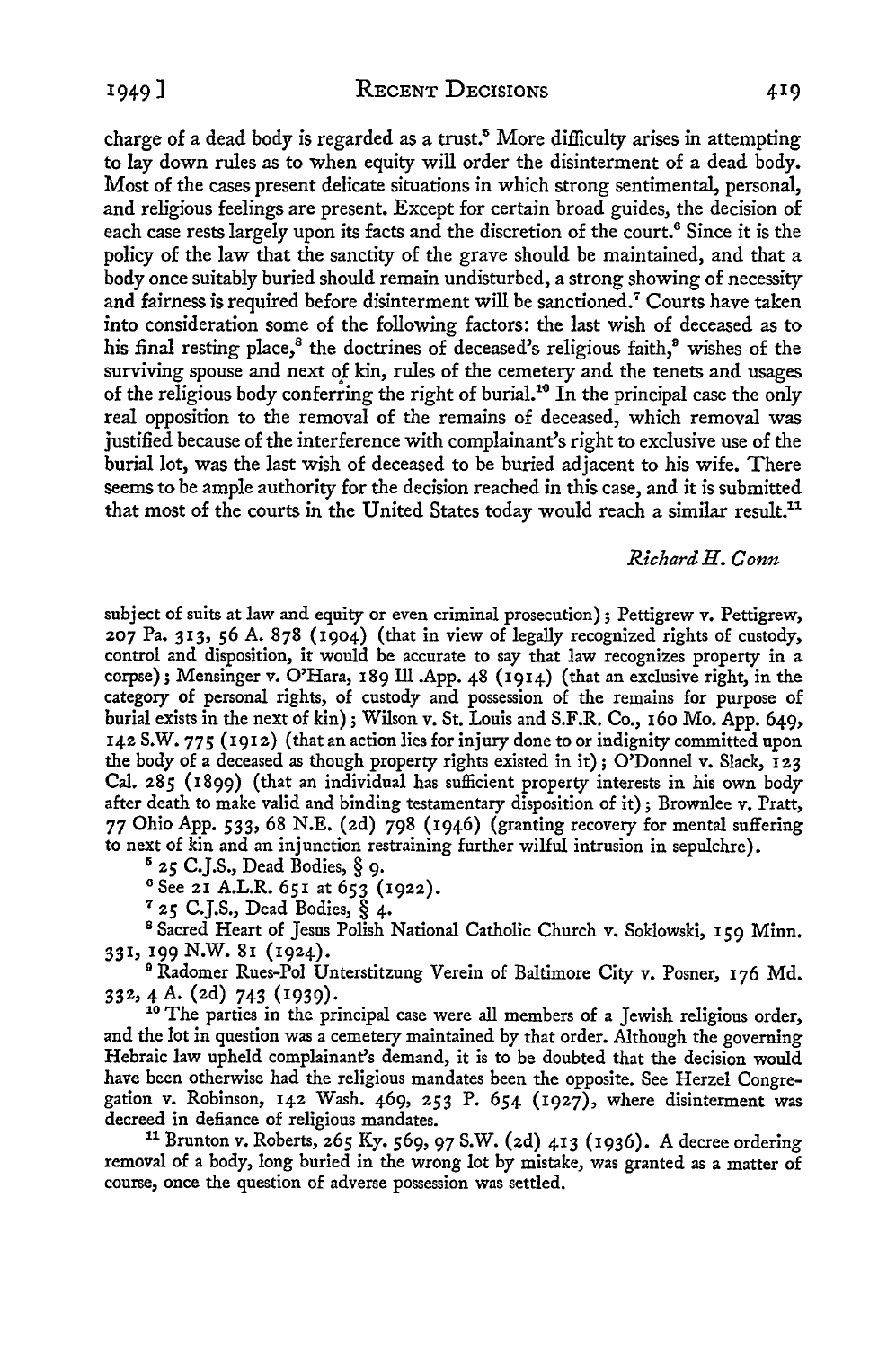charge of a dead body is regarded as a trust.[5] More difficulty arises in attempting to lay down rules as to when equity will order the disinterment of a dead body. Most of the cases present delicate situations in which strong sentimental, personal, and religious feelings are present. Except for certain broad guides, the decision of each case rests largely upon its facts and the discretion of the court.[6] Since it is the policy of the law that the sanctity of the grave should be maintained, and that a body once suitably buried should remain undisturbed, a strong showing of necessity and fairness is required before disinterment will be sanctioned.[7] Courts have taken into consideration some of the following factors: the last wish of deceased as to his final resting place,[8] the doctrines of deceased's religious faith,[9] wishes of the surviving spouse and next of kin, rules of the cemetery and the tenets and usages of the religious body conferring the right of burial.[10] In the principal case the only real opposition to the removal of the remains of deceased, which removal was justified because of the interference with complainant's right to exclusive use of the burial lot, was the last wish of deceased to be buried adjacent to his wife. There seems to be ample authority for the decision reached in this case, and it is submitted that most of the courts in the United States today would reach a similar result.[11]

*Richard H. Conn*

subject of suits at law and equity or even criminal prosecution); Pettigrew v. Pettigrew, 207 Pa. 313, 56 A. 878 (1904) (that in view of legally recognized rights of custody, control and disposition, it would be accurate to say that law recognizes property in a corpse); Mensinger v. O'Hara, 189 Ill .App. 48 (1914) (that an exclusive right, in the category of personal rights, of custody and possession of the remains for purpose of burial exists in the next of kin); Wilson v. St. Louis and S.F.R. Co., 160 Mo. App. 649, 142 S.W. 775 (1912) (that an action lies for injury done to or indignity committed upon the body of a deceased as though property rights existed in it); O'Donnel v. Slack, 123 Cal. 285 (1899) (that an individual has sufficient property interests in his own body after death to make valid and binding testamentary disposition of it); Brownlee v. Pratt, 77 Ohio App. 533, 68 N.E. (2d) 798 (1946) (granting recovery for mental suffering to next of kin and an injunction restraining further wilful intrusion in sepulchre).

[5] 25 C.J.S., Dead Bodies, § 9.

[6] See 21 A.L.R. 651 at 653 (1922).

[7] 25 C.J.S., Dead Bodies, § 4.

[8] Sacred Heart of Jesus Polish National Catholic Church v. Soklowski, 159 Minn. 331, 199 N.W. 81 (1924).

[9] Radomer Rues-Pol Unterstitzung Verein of Baltimore City v. Posner, 176 Md. 332, 4 A. (2d) 743 (1939).

[10] The parties in the principal case were all members of a Jewish religious order, and the lot in question was a cemetery maintained by that order. Although the governing Hebraic law upheld complainant's demand, it is to be doubted that the decision would have been otherwise had the religious mandates been the opposite. See Herzel Congregation v. Robinson, 142 Wash. 469, 253 P. 654 (1927), where disinterment was decreed in defiance of religious mandates.

[11] Brunton v. Roberts, 265 Ky. 569, 97 S.W. (2d) 413 (1936). A decree ordering removal of a body, long buried in the wrong lot by mistake, was granted as a matter of course, once the question of adverse possession was settled.